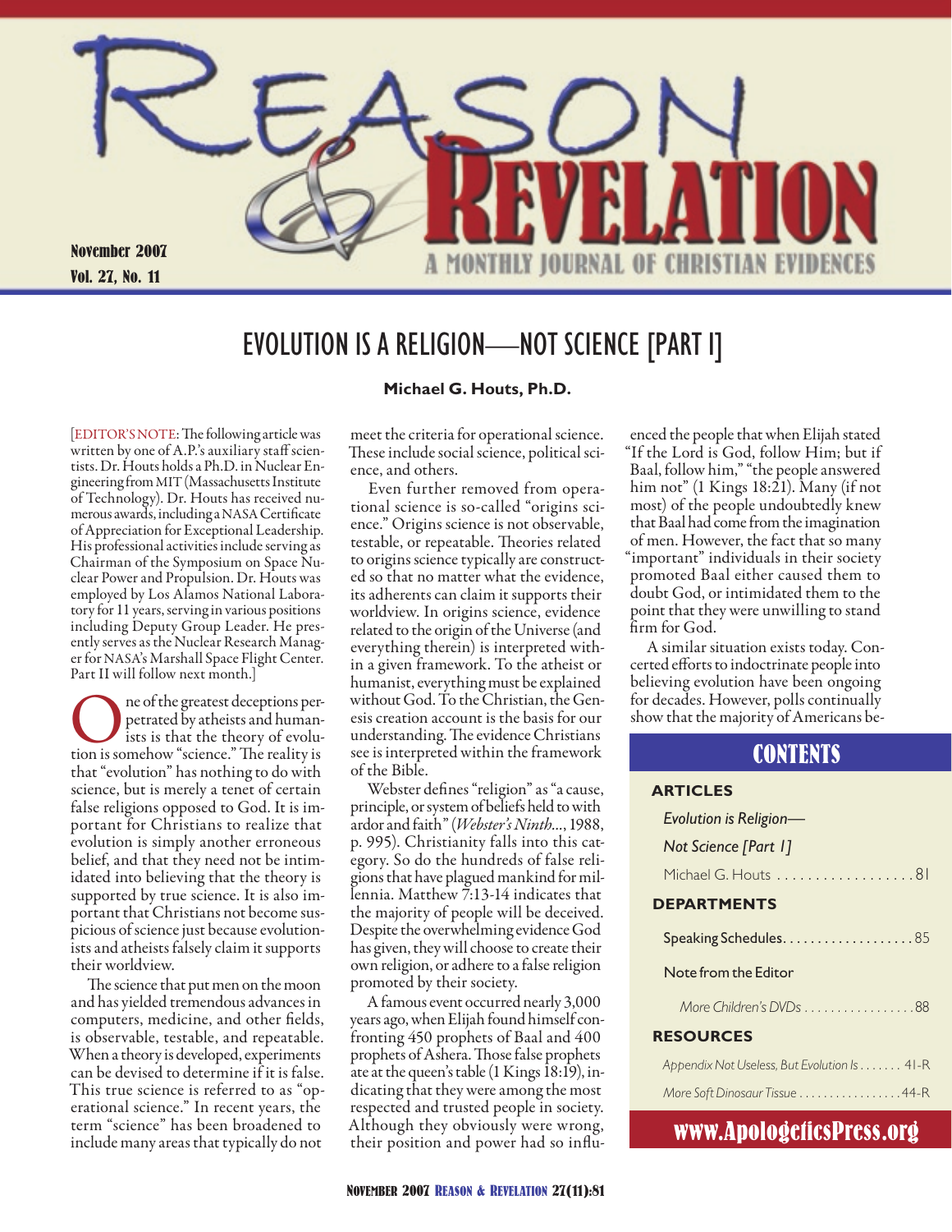# Reason & Revelation

November 2007
Vol. 27, No. 11

A MONTHLY JOURNAL OF CHRISTIAN EVIDENCES

## EVOLUTION IS A RELIGION—NOT SCIENCE [PART I]

**Michael G. Houts, Ph.D.**

[EDITOR'S NOTE: The following article was written by one of A.P.'s auxiliary staff scientists. Dr. Houts holds a Ph.D. in Nuclear Engineering from MIT (Massachusetts Institute of Technology). Dr. Houts has received numerous awards, including a NASA Certificate of Appreciation for Exceptional Leadership. His professional activities include serving as Chairman of the Symposium on Space Nuclear Power and Propulsion. Dr. Houts was employed by Los Alamos National Laboratory for 11 years, serving in various positions including Deputy Group Leader. He presently serves as the Nuclear Research Manager for NASA's Marshall Space Flight Center. Part II will follow next month.]

One of the greatest deceptions perpetrated by atheists and humanists is that the theory of evolution is somehow "science." The reality is that "evolution" has nothing to do with science, but is merely a tenet of certain false religions opposed to God. It is important for Christians to realize that evolution is simply another erroneous belief, and that they need not be intimidated into believing that the theory is supported by true science. It is also important that Christians not become suspicious of science just because evolutionists and atheists falsely claim it supports their worldview.

The science that put men on the moon and has yielded tremendous advances in computers, medicine, and other fields, is observable, testable, and repeatable. When a theory is developed, experiments can be devised to determine if it is false. This true science is referred to as "operational science." In recent years, the term "science" has been broadened to include many areas that typically do not meet the criteria for operational science. These include social science, political science, and others.

Even further removed from operational science is so-called "origins science." Origins science is not observable, testable, or repeatable. Theories related to origins science typically are constructed so that no matter what the evidence, its adherents can claim it supports their worldview. In origins science, evidence related to the origin of the Universe (and everything therein) is interpreted within a given framework. To the atheist or humanist, everything must be explained without God. To the Christian, the Genesis creation account is the basis for our understanding. The evidence Christians see is interpreted within the framework of the Bible.

Webster defines "religion" as "a cause, principle, or system of beliefs held to with ardor and faith" (*Webster's Ninth...*, 1988, p. 995). Christianity falls into this category. So do the hundreds of false religions that have plagued mankind for millennia. Matthew 7:13-14 indicates that the majority of people will be deceived. Despite the overwhelming evidence God has given, they will choose to create their own religion, or adhere to a false religion promoted by their society.

A famous event occurred nearly 3,000 years ago, when Elijah found himself confronting 450 prophets of Baal and 400 prophets of Ashera. Those false prophets ate at the queen's table (1 Kings 18:19), indicating that they were among the most respected and trusted people in society. Although they obviously were wrong, their position and power had so influenced the people that when Elijah stated "If the Lord is God, follow Him; but if Baal, follow him," "the people answered him not" (1 Kings 18:21). Many (if not most) of the people undoubtedly knew that Baal had come from the imagination of men. However, the fact that so many "important" individuals in their society promoted Baal either caused them to doubt God, or intimidated them to the point that they were unwilling to stand firm for God.

A similar situation exists today. Concerted efforts to indoctrinate people into believing evolution have been ongoing for decades. However, polls continually show that the majority of Americans be-

### CONTENTS

**ARTICLES**

*Evolution is Religion—Not Science [Part I]*
Michael G. Houts . . . . . . . . . . . . . . . . . . 81

**DEPARTMENTS**

Speaking Schedules. . . . . . . . . . . . . . . . . . 85

Note from the Editor

*More Children's DVDs* . . . . . . . . . . . . . . . . 88

**RESOURCES**

*Appendix Not Useless, But Evolution Is* . . . . . . . 41-R

*More Soft Dinosaur Tissue* . . . . . . . . . . . . . . . . 44-R

www.ApologeticsPress.org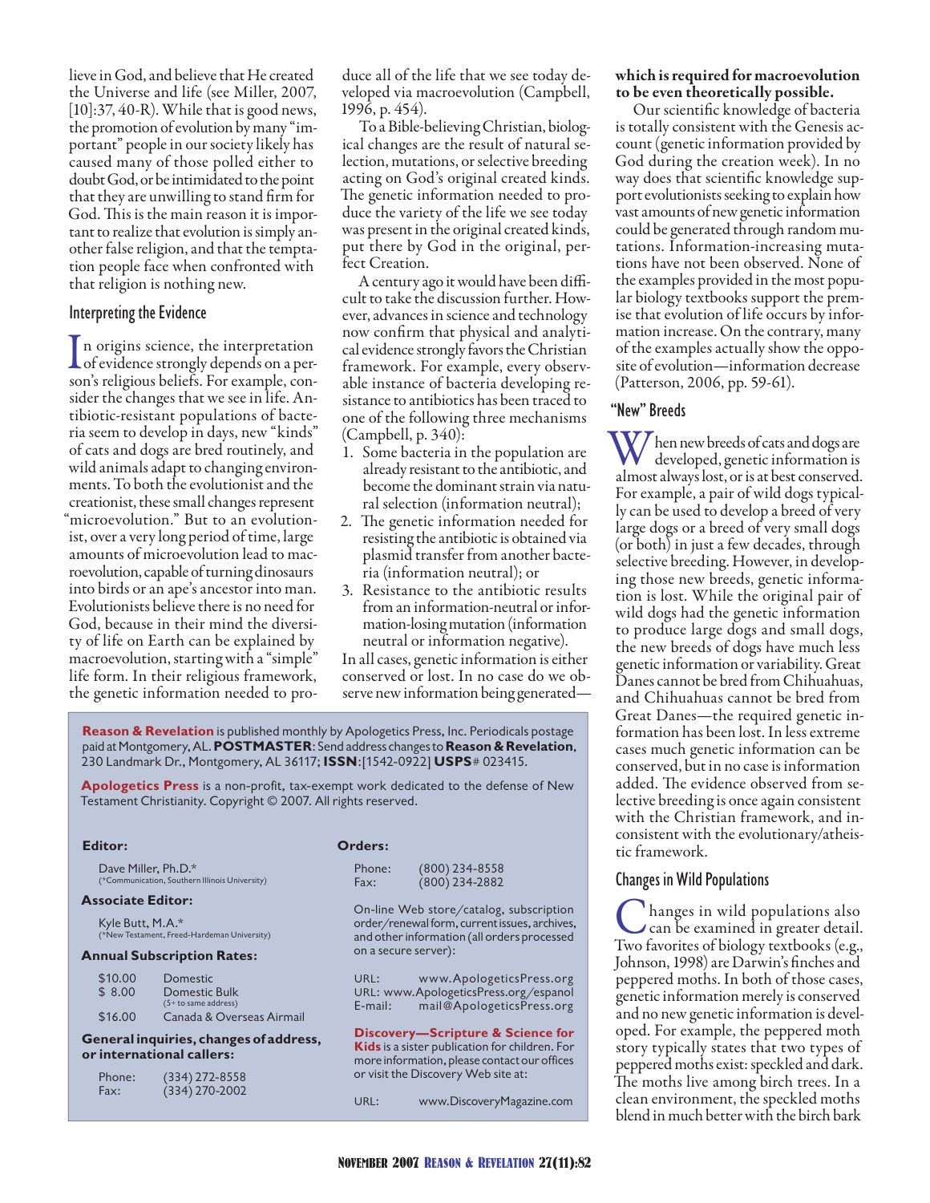lieve in God, and believe that He created the Universe and life (see Miller, 2007, [10]:37, 40-R). While that is good news, the promotion of evolution by many "important" people in our society likely has caused many of those polled either to doubt God, or be intimidated to the point that they are unwilling to stand firm for God. This is the main reason it is important to realize that evolution is simply another false religion, and that the temptation people face when confronted with that religion is nothing new.

## Interpreting the Evidence

In origins science, the interpretation of evidence strongly depends on a person's religious beliefs. For example, consider the changes that we see in life. Antibiotic-resistant populations of bacteria seem to develop in days, new "kinds" of cats and dogs are bred routinely, and wild animals adapt to changing environments. To both the evolutionist and the creationist, these small changes represent "microevolution." But to an evolutionist, over a very long period of time, large amounts of microevolution lead to macroevolution, capable of turning dinosaurs into birds or an ape's ancestor into man. Evolutionists believe there is no need for God, because in their mind the diversity of life on Earth can be explained by macroevolution, starting with a "simple" life form. In their religious framework, the genetic information needed to produce all of the life that we see today developed via macroevolution (Campbell, 1996, p. 454).

To a Bible-believing Christian, biological changes are the result of natural selection, mutations, or selective breeding acting on God's original created kinds. The genetic information needed to produce the variety of the life we see today was present in the original created kinds, put there by God in the original, perfect Creation.

A century ago it would have been difficult to take the discussion further. However, advances in science and technology now confirm that physical and analytical evidence strongly favors the Christian framework. For example, every observable instance of bacteria developing resistance to antibiotics has been traced to one of the following three mechanisms (Campbell, p. 340):

1. Some bacteria in the population are already resistant to the antibiotic, and become the dominant strain via natural selection (information neutral);
2. The genetic information needed for resisting the antibiotic is obtained via plasmid transfer from another bacteria (information neutral); or
3. Resistance to the antibiotic results from an information-neutral or information-losing mutation (information neutral or information negative).

In all cases, genetic information is either conserved or lost. In no case do we observe new information being generated—**which is required for macroevolution to be even theoretically possible.**

Our scientific knowledge of bacteria is totally consistent with the Genesis account (genetic information provided by God during the creation week). In no way does that scientific knowledge support evolutionists seeking to explain how vast amounts of new genetic information could be generated through random mutations. Information-increasing mutations have not been observed. None of the examples provided in the most popular biology textbooks support the premise that evolution of life occurs by information increase. On the contrary, many of the examples actually show the opposite of evolution—information decrease (Patterson, 2006, pp. 59-61).

## "New" Breeds

When new breeds of cats and dogs are developed, genetic information is almost always lost, or is at best conserved. For example, a pair of wild dogs typically can be used to develop a breed of very large dogs or a breed of very small dogs (or both) in just a few decades, through selective breeding. However, in developing those new breeds, genetic information is lost. While the original pair of wild dogs had the genetic information to produce large dogs and small dogs, the new breeds of dogs have much less genetic information or variability. Great Danes cannot be bred from Chihuahuas, and Chihuahuas cannot be bred from Great Danes—the required genetic information has been lost. In less extreme cases much genetic information can be conserved, but in no case is information added. The evidence observed from selective breeding is once again consistent with the Christian framework, and inconsistent with the evolutionary/atheistic framework.

## Changes in Wild Populations

Changes in wild populations also can be examined in greater detail. Two favorites of biology textbooks (e.g., Johnson, 1998) are Darwin's finches and peppered moths. In both of those cases, genetic information merely is conserved and no new genetic information is developed. For example, the peppered moth story typically states that two types of peppered moths exist: speckled and dark. The moths live among birch trees. In a clean environment, the speckled moths blend in much better with the birch bark

---

**Reason & Revelation** is published monthly by Apologetics Press, Inc. Periodicals postage paid at Montgomery, AL. **POSTMASTER**: Send address changes to **Reason & Revelation**, 230 Landmark Dr., Montgomery, AL 36117; **ISSN**:[1542-0922] **USPS**# 023415.

**Apologetics Press** is a non-profit, tax-exempt work dedicated to the defense of New Testament Christianity. Copyright © 2007. All rights reserved.

**Editor:**

Dave Miller, Ph.D.*
(*Communication, Southern Illinois University)

**Associate Editor:**

Kyle Butt, M.A.*
(*New Testament, Freed-Hardeman University)

**Annual Subscription Rates:**

| | |
|---|---|
| $10.00 | Domestic |
| $ 8.00 | Domestic Bulk (5+ to same address) |
| $16.00 | Canada & Overseas Airmail |

**General inquiries, changes of address, or international callers:**

Phone: (334) 272-8558
Fax: (334) 270-2002

**Orders:**

Phone: (800) 234-8558
Fax: (800) 234-2882

On-line Web store/catalog, subscription order/renewal form, current issues, archives, and other information (all orders processed on a secure server):

URL: www.ApologeticsPress.org
URL: www.ApologeticsPress.org/espanol
E-mail: mail@ApologeticsPress.org

**Discovery—Scripture & Science for Kids** is a sister publication for children. For more information, please contact our offices or visit the Discovery Web site at:

URL: www.DiscoveryMagazine.com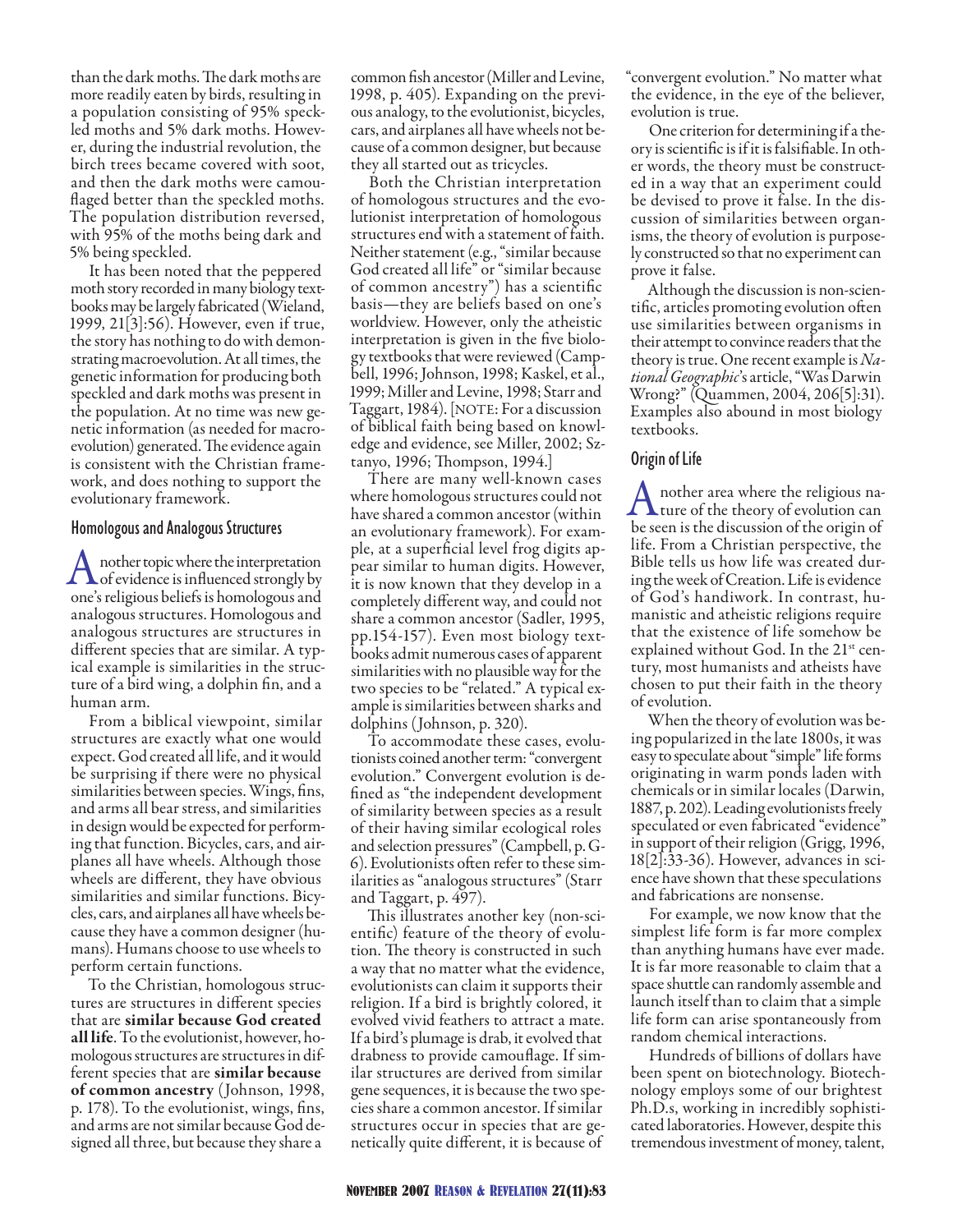than the dark moths. The dark moths are more readily eaten by birds, resulting in a population consisting of 95% speckled moths and 5% dark moths. However, during the industrial revolution, the birch trees became covered with soot, and then the dark moths were camouflaged better than the speckled moths. The population distribution reversed, with 95% of the moths being dark and 5% being speckled.

It has been noted that the peppered moth story recorded in many biology textbooks may be largely fabricated (Wieland, 1999, 21[3]:56). However, even if true, the story has nothing to do with demonstrating macroevolution. At all times, the genetic information for producing both speckled and dark moths was present in the population. At no time was new genetic information (as needed for macroevolution) generated. The evidence again is consistent with the Christian framework, and does nothing to support the evolutionary framework.

## Homologous and Analogous Structures

Another topic where the interpretation of evidence is influenced strongly by one's religious beliefs is homologous and analogous structures. Homologous and analogous structures are structures in different species that are similar. A typical example is similarities in the structure of a bird wing, a dolphin fin, and a human arm.

From a biblical viewpoint, similar structures are exactly what one would expect. God created all life, and it would be surprising if there were no physical similarities between species. Wings, fins, and arms all bear stress, and similarities in design would be expected for performing that function. Bicycles, cars, and airplanes all have wheels. Although those wheels are different, they have obvious similarities and similar functions. Bicycles, cars, and airplanes all have wheels because they have a common designer (humans). Humans choose to use wheels to perform certain functions.

To the Christian, homologous structures are structures in different species that are **similar because God created all life**. To the evolutionist, however, homologous structures are structures in different species that are **similar because of common ancestry** (Johnson, 1998, p. 178). To the evolutionist, wings, fins, and arms are not similar because God designed all three, but because they share a common fish ancestor (Miller and Levine, 1998, p. 405). Expanding on the previous analogy, to the evolutionist, bicycles, cars, and airplanes all have wheels not because of a common designer, but because they all started out as tricycles.

Both the Christian interpretation of homologous structures and the evolutionist interpretation of homologous structures end with a statement of faith. Neither statement (e.g., "similar because God created all life" or "similar because of common ancestry") has a scientific basis—they are beliefs based on one's worldview. However, only the atheistic interpretation is given in the five biology textbooks that were reviewed (Campbell, 1996; Johnson, 1998; Kaskel, et al., 1999; Miller and Levine, 1998; Starr and Taggart, 1984). [NOTE: For a discussion of biblical faith being based on knowledge and evidence, see Miller, 2002; Sztanyo, 1996; Thompson, 1994.]

There are many well-known cases where homologous structures could not have shared a common ancestor (within an evolutionary framework). For example, at a superficial level frog digits appear similar to human digits. However, it is now known that they develop in a completely different way, and could not share a common ancestor (Sadler, 1995, pp.154-157). Even most biology textbooks admit numerous cases of apparent similarities with no plausible way for the two species to be "related." A typical example is similarities between sharks and dolphins (Johnson, p. 320).

To accommodate these cases, evolutionists coined another term: "convergent evolution." Convergent evolution is defined as "the independent development of similarity between species as a result of their having similar ecological roles and selection pressures" (Campbell, p. G-6). Evolutionists often refer to these similarities as "analogous structures" (Starr and Taggart, p. 497).

This illustrates another key (non-scientific) feature of the theory of evolution. The theory is constructed in such a way that no matter what the evidence, evolutionists can claim it supports their religion. If a bird is brightly colored, it evolved vivid feathers to attract a mate. If a bird's plumage is drab, it evolved that drabness to provide camouflage. If similar structures are derived from similar gene sequences, it is because the two species share a common ancestor. If similar structures occur in species that are genetically quite different, it is because of "convergent evolution." No matter what the evidence, in the eye of the believer, evolution is true.

One criterion for determining if a theory is scientific is if it is falsifiable. In other words, the theory must be constructed in a way that an experiment could be devised to prove it false. In the discussion of similarities between organisms, the theory of evolution is purposely constructed so that no experiment can prove it false.

Although the discussion is non-scientific, articles promoting evolution often use similarities between organisms in their attempt to convince readers that the theory is true. One recent example is *National Geographic*'s article, "Was Darwin Wrong?" (Quammen, 2004, 206[5]:31). Examples also abound in most biology textbooks.

## Origin of Life

Another area where the religious nature of the theory of evolution can be seen is the discussion of the origin of life. From a Christian perspective, the Bible tells us how life was created during the week of Creation. Life is evidence of God's handiwork. In contrast, humanistic and atheistic religions require that the existence of life somehow be explained without God. In the 21st century, most humanists and atheists have chosen to put their faith in the theory of evolution.

When the theory of evolution was being popularized in the late 1800s, it was easy to speculate about "simple" life forms originating in warm ponds laden with chemicals or in similar locales (Darwin, 1887, p. 202). Leading evolutionists freely speculated or even fabricated "evidence" in support of their religion (Grigg, 1996, 18[2]:33-36). However, advances in science have shown that these speculations and fabrications are nonsense.

For example, we now know that the simplest life form is far more complex than anything humans have ever made. It is far more reasonable to claim that a space shuttle can randomly assemble and launch itself than to claim that a simple life form can arise spontaneously from random chemical interactions.

Hundreds of billions of dollars have been spent on biotechnology. Biotechnology employs some of our brightest Ph.D.s, working in incredibly sophisticated laboratories. However, despite this tremendous investment of money, talent,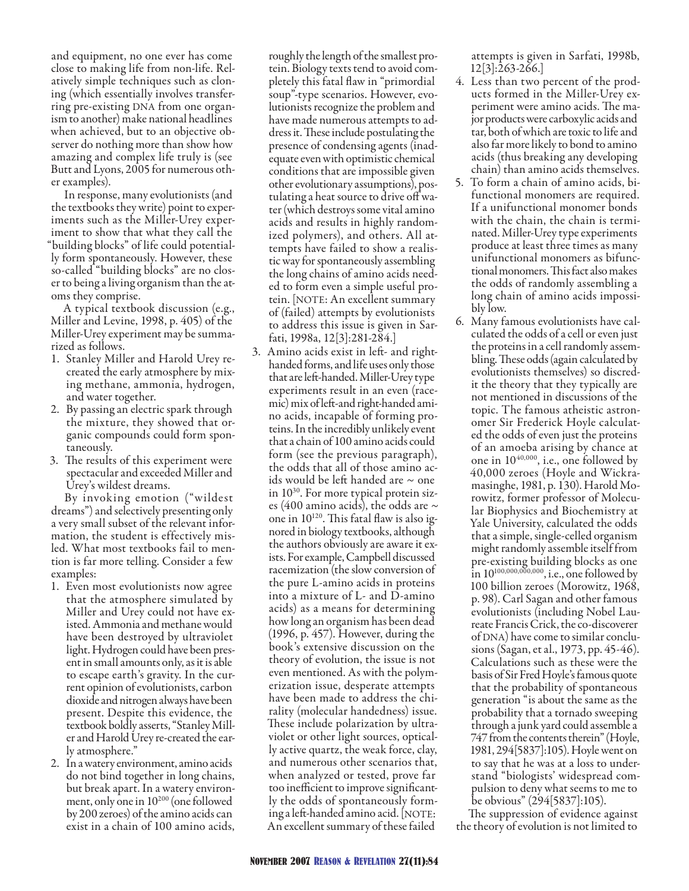and equipment, no one ever has come close to making life from non-life. Relatively simple techniques such as cloning (which essentially involves transferring pre-existing DNA from one organism to another) make national headlines when achieved, but to an objective observer do nothing more than show how amazing and complex life truly is (see Butt and Lyons, 2005 for numerous other examples).

In response, many evolutionists (and the textbooks they write) point to experiments such as the Miller-Urey experiment to show that what they call the "building blocks" of life could potentially form spontaneously. However, these so-called "building blocks" are no closer to being a living organism than the atoms they comprise.

A typical textbook discussion (e.g., Miller and Levine, 1998, p. 405) of the Miller-Urey experiment may be summarized as follows.

1. Stanley Miller and Harold Urey recreated the early atmosphere by mixing methane, ammonia, hydrogen, and water together.
2. By passing an electric spark through the mixture, they showed that organic compounds could form spontaneously.
3. The results of this experiment were spectacular and exceeded Miller and Urey's wildest dreams.

By invoking emotion ("wildest dreams") and selectively presenting only a very small subset of the relevant information, the student is effectively misled. What most textbooks fail to mention is far more telling. Consider a few examples:

1. Even most evolutionists now agree that the atmosphere simulated by Miller and Urey could not have existed. Ammonia and methane would have been destroyed by ultraviolet light. Hydrogen could have been present in small amounts only, as it is able to escape earth's gravity. In the current opinion of evolutionists, carbon dioxide and nitrogen always have been present. Despite this evidence, the textbook boldly asserts, "Stanley Miller and Harold Urey re-created the early atmosphere."
2. In a watery environment, amino acids do not bind together in long chains, but break apart. In a watery environment, only one in $10^{200}$ (one followed by 200 zeroes) of the amino acids can exist in a chain of 100 amino acids, roughly the length of the smallest protein. Biology texts tend to avoid completely this fatal flaw in "primordial soup"-type scenarios. However, evolutionists recognize the problem and have made numerous attempts to address it. These include postulating the presence of condensing agents (inadequate even with optimistic chemical conditions that are impossible given other evolutionary assumptions), postulating a heat source to drive off water (which destroys some vital amino acids and results in highly randomized polymers), and others. All attempts have failed to show a realistic way for spontaneously assembling the long chains of amino acids needed to form even a simple useful protein. [NOTE: An excellent summary of (failed) attempts by evolutionists to address this issue is given in Sarfati, 1998a, 12[3]:281-284.]
3. Amino acids exist in left- and right-handed forms, and life uses only those that are left-handed. Miller-Urey type experiments result in an even (racemic) mix of left-and right-handed amino acids, incapable of forming proteins. In the incredibly unlikely event that a chain of 100 amino acids could form (see the previous paragraph), the odds that all of those amino acids would be left handed are ~ one in $10^{30}$. For more typical protein sizes (400 amino acids), the odds are ~ one in $10^{120}$. This fatal flaw is also ignored in biology textbooks, although the authors obviously are aware it exists. For example, Campbell discussed racemization (the slow conversion of the pure L-amino acids in proteins into a mixture of L- and D-amino acids) as a means for determining how long an organism has been dead (1996, p. 457). However, during the book's extensive discussion on the theory of evolution, the issue is not even mentioned. As with the polymerization issue, desperate attempts have been made to address the chirality (molecular handedness) issue. These include polarization by ultraviolet or other light sources, optically active quartz, the weak force, clay, and numerous other scenarios that, when analyzed or tested, prove far too inefficient to improve significantly the odds of spontaneously forming a left-handed amino acid. [NOTE: An excellent summary of these failed attempts is given in Sarfati, 1998b, 12[3]:263-266.]
4. Less than two percent of the products formed in the Miller-Urey experiment were amino acids. The major products were carboxylic acids and tar, both of which are toxic to life and also far more likely to bond to amino acids (thus breaking any developing chain) than amino acids themselves.
5. To form a chain of amino acids, bifunctional monomers are required. If a unifunctional monomer bonds with the chain, the chain is terminated. Miller-Urey type experiments produce at least three times as many unifunctional monomers as bifunctional monomers. This fact also makes the odds of randomly assembling a long chain of amino acids impossibly low.
6. Many famous evolutionists have calculated the odds of a cell or even just the proteins in a cell randomly assembling. These odds (again calculated by evolutionists themselves) so discredit the theory that they typically are not mentioned in discussions of the topic. The famous atheistic astronomer Sir Frederick Hoyle calculated the odds of even just the proteins of an amoeba arising by chance at one in $10^{40,000}$, i.e., one followed by 40,000 zeroes (Hoyle and Wickramasinghe, 1981, p. 130). Harold Morowitz, former professor of Molecular Biophysics and Biochemistry at Yale University, calculated the odds that a simple, single-celled organism might randomly assemble itself from pre-existing building blocks as one in $10^{100,000,000,000}$, i.e., one followed by 100 billion zeroes (Morowitz, 1968, p. 98). Carl Sagan and other famous evolutionists (including Nobel Laureate Francis Crick, the co-discoverer of DNA) have come to similar conclusions (Sagan, et al., 1973, pp. 45-46). Calculations such as these were the basis of Sir Fred Hoyle's famous quote that the probability of spontaneous generation "is about the same as the probability that a tornado sweeping through a junk yard could assemble a 747 from the contents therein" (Hoyle, 1981, 294[5837]:105). Hoyle went on to say that he was at a loss to understand "biologists' widespread compulsion to deny what seems to me to be obvious" (294[5837]:105).

The suppression of evidence against the theory of evolution is not limited to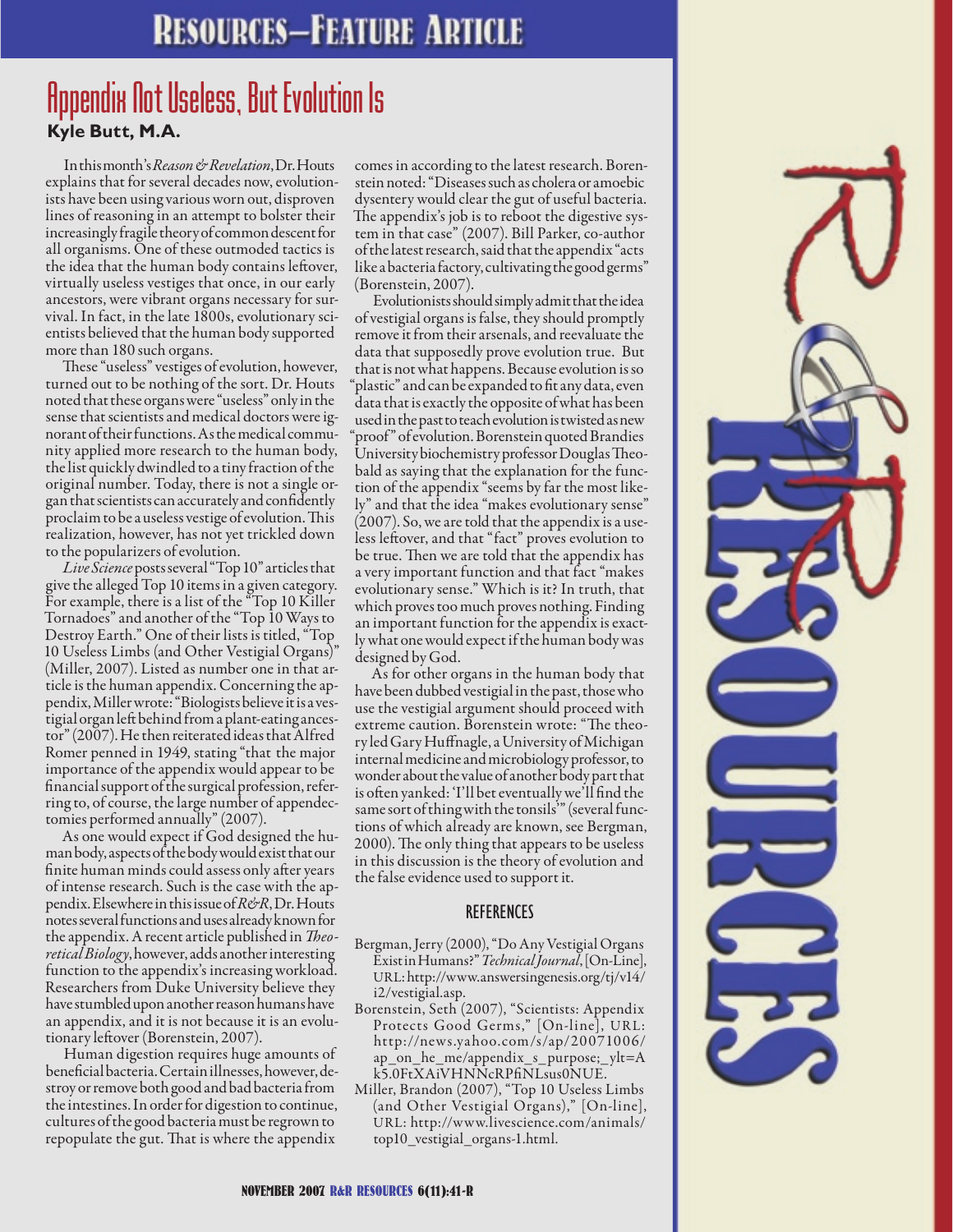# Appendix Not Useless, But Evolution Is

**Kyle Butt, M.A.**

In this month's *Reason & Revelation*, Dr. Houts explains that for several decades now, evolutionists have been using various worn out, disproven lines of reasoning in an attempt to bolster their increasingly fragile theory of common descent for all organisms. One of these outmoded tactics is the idea that the human body contains leftover, virtually useless vestiges that once, in our early ancestors, were vibrant organs necessary for survival. In fact, in the late 1800s, evolutionary scientists believed that the human body supported more than 180 such organs.

These "useless" vestiges of evolution, however, turned out to be nothing of the sort. Dr. Houts noted that these organs were "useless" only in the sense that scientists and medical doctors were ignorant of their functions. As the medical community applied more research to the human body, the list quickly dwindled to a tiny fraction of the original number. Today, there is not a single organ that scientists can accurately and confidently proclaim to be a useless vestige of evolution. This realization, however, has not yet trickled down to the popularizers of evolution.

*Live Science* posts several "Top 10" articles that give the alleged Top 10 items in a given category. For example, there is a list of the "Top 10 Killer Tornadoes" and another of the "Top 10 Ways to Destroy Earth." One of their lists is titled, "Top 10 Useless Limbs (and Other Vestigial Organs)" (Miller, 2007). Listed as number one in that article is the human appendix. Concerning the appendix, Miller wrote: "Biologists believe it is a vestigial organ left behind from a plant-eating ancestor" (2007). He then reiterated ideas that Alfred Romer penned in 1949, stating "that the major importance of the appendix would appear to be financial support of the surgical profession, referring to, of course, the large number of appendectomies performed annually" (2007).

As one would expect if God designed the human body, aspects of the body would exist that our finite human minds could assess only after years of intense research. Such is the case with the appendix. Elsewhere in this issue of *R&R*, Dr. Houts notes several functions and uses already known for the appendix. A recent article published in *Theoretical Biology*, however, adds another interesting function to the appendix's increasing workload. Researchers from Duke University believe they have stumbled upon another reason humans have an appendix, and it is not because it is an evolutionary leftover (Borenstein, 2007).

Human digestion requires huge amounts of beneficial bacteria. Certain illnesses, however, destroy or remove both good and bad bacteria from the intestines. In order for digestion to continue, cultures of the good bacteria must be regrown to repopulate the gut. That is where the appendix comes in according to the latest research. Borenstein noted: "Diseases such as cholera or amoebic dysentery would clear the gut of useful bacteria. The appendix's job is to reboot the digestive system in that case" (2007). Bill Parker, co-author of the latest research, said that the appendix "acts like a bacteria factory, cultivating the good germs" (Borenstein, 2007).

Evolutionists should simply admit that the idea of vestigial organs is false, they should promptly remove it from their arsenals, and reevaluate the data that supposedly prove evolution true. But that is not what happens. Because evolution is so "plastic" and can be expanded to fit any data, even data that is exactly the opposite of what has been used in the past to teach evolution is twisted as new "proof" of evolution. Borenstein quoted Brandies University biochemistry professor Douglas Theobald as saying that the explanation for the function of the appendix "seems by far the most likely" and that the idea "makes evolutionary sense" (2007). So, we are told that the appendix is a useless leftover, and that "fact" proves evolution to be true. Then we are told that the appendix has a very important function and that fact "makes evolutionary sense." Which is it? In truth, that which proves too much proves nothing. Finding an important function for the appendix is exactly what one would expect if the human body was designed by God.

As for other organs in the human body that have been dubbed vestigial in the past, those who use the vestigial argument should proceed with extreme caution. Borenstein wrote: "The theory led Gary Huffnagle, a University of Michigan internal medicine and microbiology professor, to wonder about the value of another body part that is often yanked: 'I'll bet eventually we'll find the same sort of thing with the tonsils'" (several functions of which already are known, see Bergman, 2000). The only thing that appears to be useless in this discussion is the theory of evolution and the false evidence used to support it.

## REFERENCES

Bergman, Jerry (2000), "Do Any Vestigial Organs Exist in Humans?" *Technical Journal*, [On-Line], URL: http://www.answersingenesis.org/tj/v14/i2/vestigial.asp.

Borenstein, Seth (2007), "Scientists: Appendix Protects Good Germs," [On-line], URL: http://news.yahoo.com/s/ap/20071006/ap_on_he_me/appendix_s_purpose;_ylt=Ak5.0FtXAiVHNNcRPfiNLsus0NUE.

Miller, Brandon (2007), "Top 10 Useless Limbs (and Other Vestigial Organs)," [On-line], URL: http://www.livescience.com/animals/top10_vestigial_organs-1.html.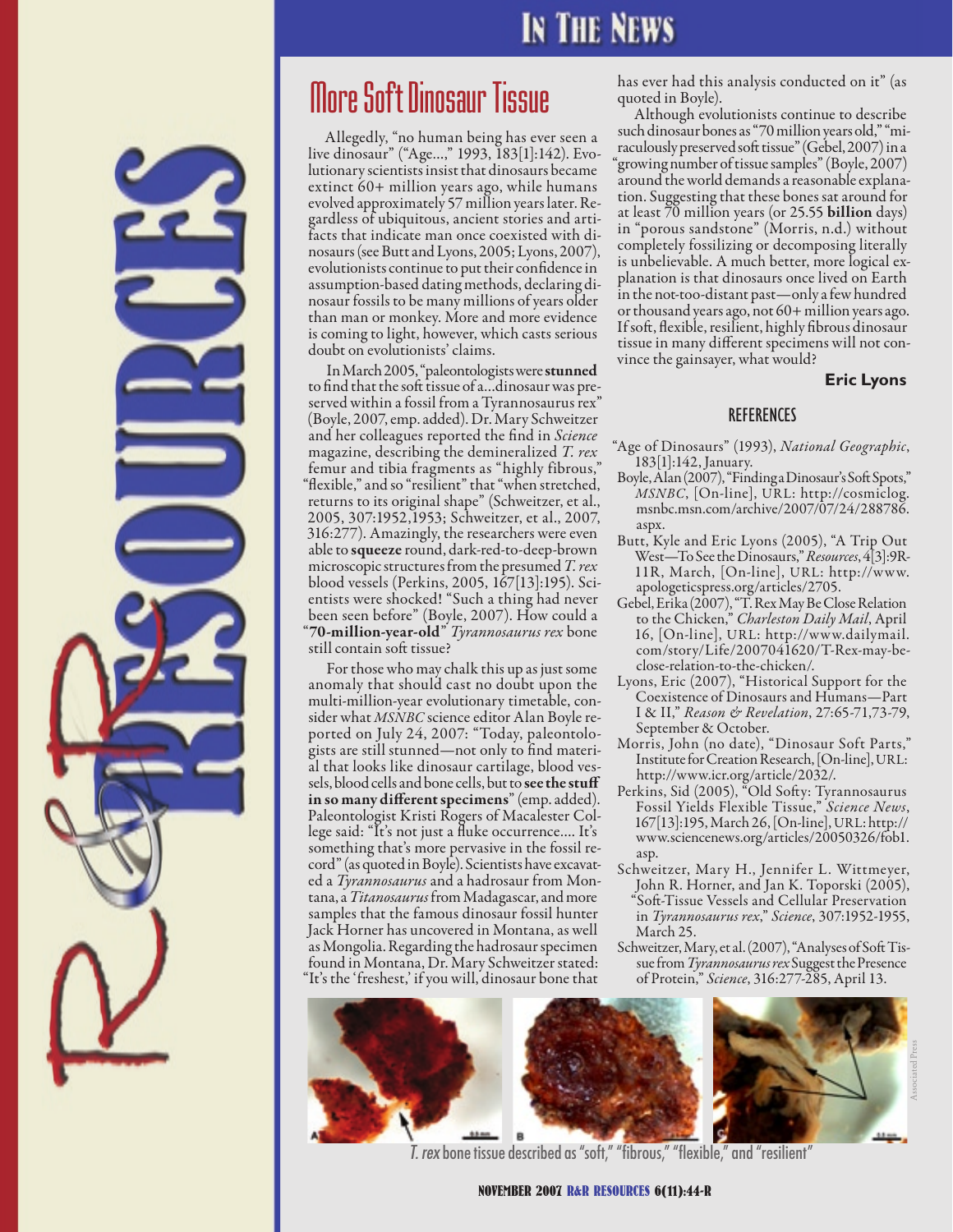# More Soft Dinosaur Tissue

Allegedly, "no human being has ever seen a live dinosaur" ("Age...," 1993, 183[1]:142). Evolutionary scientists insist that dinosaurs became extinct 60+ million years ago, while humans evolved approximately 57 million years later. Regardless of ubiquitous, ancient stories and artifacts that indicate man once coexisted with dinosaurs (see Butt and Lyons, 2005; Lyons, 2007), evolutionists continue to put their confidence in assumption-based dating methods, declaring dinosaur fossils to be many millions of years older than man or monkey. More and more evidence is coming to light, however, which casts serious doubt on evolutionists' claims.

In March 2005, "paleontologists were **stunned** to find that the soft tissue of a...dinosaur was preserved within a fossil from a Tyrannosaurus rex" (Boyle, 2007, emp. added). Dr. Mary Schweitzer and her colleagues reported the find in *Science* magazine, describing the demineralized *T. rex* femur and tibia fragments as "highly fibrous," "flexible," and so "resilient" that "when stretched, returns to its original shape" (Schweitzer, et al., 2005, 307:1952,1953; Schweitzer, et al., 2007, 316:277). Amazingly, the researchers were even able to **squeeze** round, dark-red-to-deep-brown microscopic structures from the presumed *T. rex* blood vessels (Perkins, 2005, 167[13]:195). Scientists were shocked! "Such a thing had never been seen before" (Boyle, 2007). How could a "**70-million-year-old**" *Tyrannosaurus rex* bone still contain soft tissue?

For those who may chalk this up as just some anomaly that should cast no doubt upon the multi-million-year evolutionary timetable, consider what *MSNBC* science editor Alan Boyle reported on July 24, 2007: "Today, paleontologists are still stunned—not only to find material that looks like dinosaur cartilage, blood vessels, blood cells and bone cells, but to **see the stuff in so many different specimens**" (emp. added). Paleontologist Kristi Rogers of Macalester College said: "It's not just a fluke occurrence.... It's something that's more pervasive in the fossil record" (as quoted in Boyle). Scientists have excavated a *Tyrannosaurus* and a hadrosaur from Montana, a *Titanosaurus* from Madagascar, and more samples that the famous dinosaur fossil hunter Jack Horner has uncovered in Montana, as well as Mongolia. Regarding the hadrosaur specimen found in Montana, Dr. Mary Schweitzer stated: "It's the 'freshest,' if you will, dinosaur bone that has ever had this analysis conducted on it" (as quoted in Boyle).

Although evolutionists continue to describe such dinosaur bones as "70 million years old," "miraculously preserved soft tissue" (Gebel, 2007) in a "growing number of tissue samples" (Boyle, 2007) around the world demands a reasonable explanation. Suggesting that these bones sat around for at least 70 million years (or 25.55 **billion** days) in "porous sandstone" (Morris, n.d.) without completely fossilizing or decomposing literally is unbelievable. A much better, more logical explanation is that dinosaurs once lived on Earth in the not-too-distant past—only a few hundred or thousand years ago, not 60+ million years ago. If soft, flexible, resilient, highly fibrous dinosaur tissue in many different specimens will not convince the gainsayer, what would?

**Eric Lyons**

## REFERENCES

"Age of Dinosaurs" (1993), *National Geographic*, 183[1]:142, January.

Boyle, Alan (2007), "Finding a Dinosaur's Soft Spots," *MSNBC*, [On-line], URL: http://cosmiclog.msnbc.msn.com/archive/2007/07/24/288786.aspx.

Butt, Kyle and Eric Lyons (2005), "A Trip Out West—To See the Dinosaurs," *Resources*, 4[3]:9R-11R, March, [On-line], URL: http://www.apologeticspress.org/articles/2705.

Gebel, Erika (2007), "T. Rex May Be Close Relation to the Chicken," *Charleston Daily Mail*, April 16, [On-line], URL: http://www.dailymail.com/story/Life/2007041620/T-Rex-may-be-close-relation-to-the-chicken/.

Lyons, Eric (2007), "Historical Support for the Coexistence of Dinosaurs and Humans—Part I & II," *Reason & Revelation*, 27:65-71,73-79, September & October.

Morris, John (no date), "Dinosaur Soft Parts," Institute for Creation Research, [On-line], URL: http://www.icr.org/article/2032/.

Perkins, Sid (2005), "Old Softy: Tyrannosaurus Fossil Yields Flexible Tissue," *Science News*, 167[13]:195, March 26, [On-line], URL: http://www.sciencenews.org/articles/20050326/fob1.asp.

Schweitzer, Mary H., Jennifer L. Wittmeyer, John R. Horner, and Jan K. Toporski (2005), "Soft-Tissue Vessels and Cellular Preservation in *Tyrannosaurus rex*," *Science*, 307:1952-1955, March 25.

Schweitzer, Mary, et al. (2007), "Analyses of Soft Tissue from *Tyrannosaurus rex* Suggest the Presence of Protein," *Science*, 316:277-285, April 13.

*T. rex* bone tissue described as "soft," "fibrous," "flexible," and "resilient"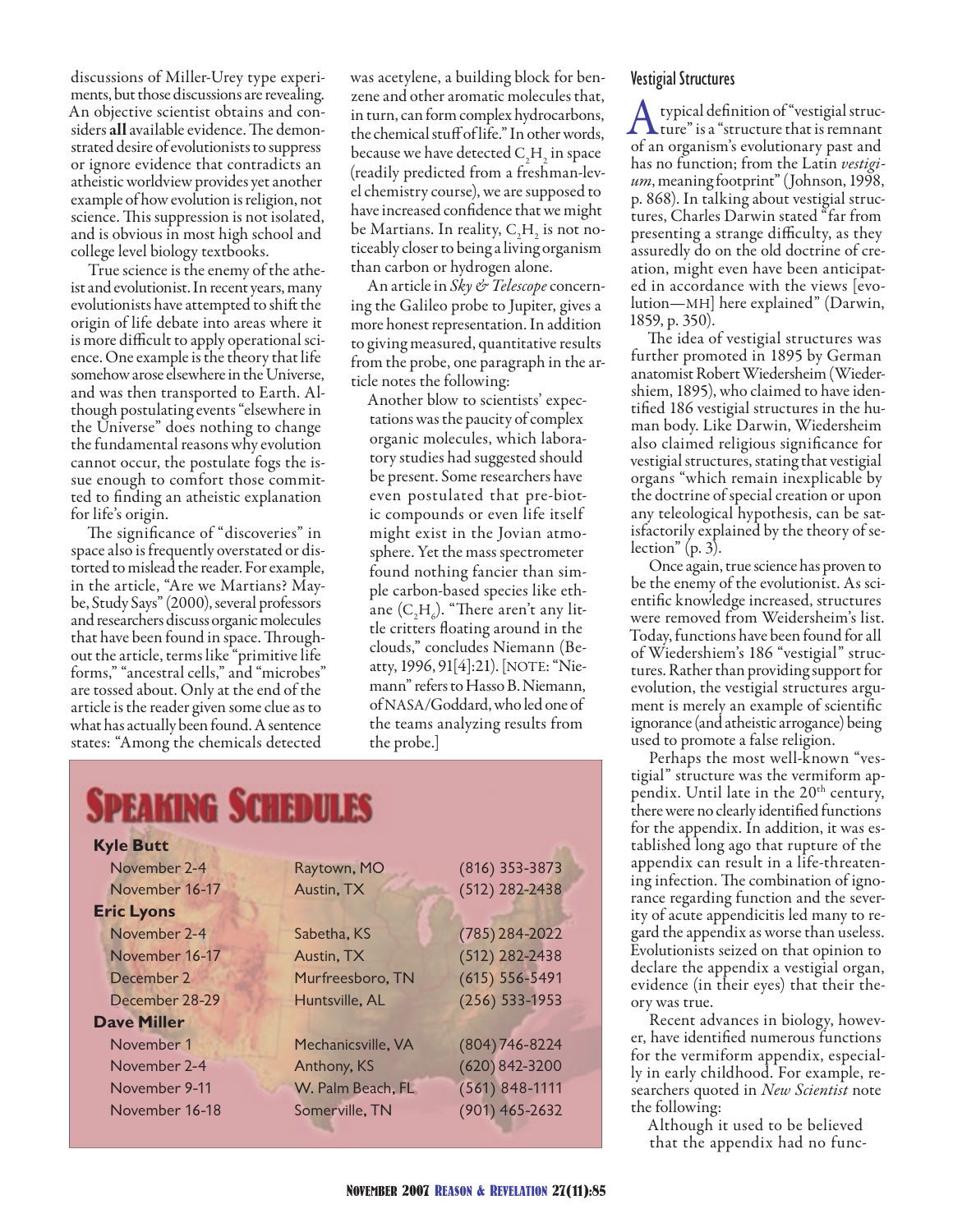discussions of Miller-Urey type experiments, but those discussions are revealing. An objective scientist obtains and considers **all** available evidence. The demonstrated desire of evolutionists to suppress or ignore evidence that contradicts an atheistic worldview provides yet another example of how evolution is religion, not science. This suppression is not isolated, and is obvious in most high school and college level biology textbooks.

True science is the enemy of the atheist and evolutionist. In recent years, many evolutionists have attempted to shift the origin of life debate into areas where it is more difficult to apply operational science. One example is the theory that life somehow arose elsewhere in the Universe, and was then transported to Earth. Although postulating events "elsewhere in the Universe" does nothing to change the fundamental reasons why evolution cannot occur, the postulate fogs the issue enough to comfort those committed to finding an atheistic explanation for life's origin.

The significance of "discoveries" in space also is frequently overstated or distorted to mislead the reader. For example, in the article, "Are we Martians? Maybe, Study Says" (2000), several professors and researchers discuss organic molecules that have been found in space. Throughout the article, terms like "primitive life forms," "ancestral cells," and "microbes" are tossed about. Only at the end of the article is the reader given some clue as to what has actually been found. A sentence states: "Among the chemicals detected was acetylene, a building block for benzene and other aromatic molecules that, in turn, can form complex hydrocarbons, the chemical stuff of life." In other words, because we have detected $C_2H_2$ in space (readily predicted from a freshman-level chemistry course), we are supposed to have increased confidence that we might be Martians. In reality, $C_2H_2$ is not noticeably closer to being a living organism than carbon or hydrogen alone.

An article in *Sky & Telescope* concerning the Galileo probe to Jupiter, gives a more honest representation. In addition to giving measured, quantitative results from the probe, one paragraph in the article notes the following:

> Another blow to scientists' expectations was the paucity of complex organic molecules, which laboratory studies had suggested should be present. Some researchers have even postulated that pre-biotic compounds or even life itself might exist in the Jovian atmosphere. Yet the mass spectrometer found nothing fancier than simple carbon-based species like ethane ($C_2H_6$). "There aren't any little critters floating around in the clouds," concludes Niemann (Beatty, 1996, 91[4]:21). [NOTE: "Niemann" refers to Hasso B. Niemann, of NASA/Goddard, who led one of the teams analyzing results from the probe.]

## Speaking Schedules

| | | |
|---|---|---|
| **Kyle Butt** | | |
| November 2-4 | Raytown, MO | (816) 353-3873 |
| November 16-17 | Austin, TX | (512) 282-2438 |
| **Eric Lyons** | | |
| November 2-4 | Sabetha, KS | (785) 284-2022 |
| November 16-17 | Austin, TX | (512) 282-2438 |
| December 2 | Murfreesboro, TN | (615) 556-5491 |
| December 28-29 | Huntsville, AL | (256) 533-1953 |
| **Dave Miller** | | |
| November 1 | Mechanicsville, VA | (804) 746-8224 |
| November 2-4 | Anthony, KS | (620) 842-3200 |
| November 9-11 | W. Palm Beach, FL | (561) 848-1111 |
| November 16-18 | Somerville, TN | (901) 465-2632 |

### Vestigial Structures

A typical definition of "vestigial structure" is a "structure that is remnant of an organism's evolutionary past and has no function; from the Latin *vestigium*, meaning footprint" (Johnson, 1998, p. 868). In talking about vestigial structures, Charles Darwin stated "far from presenting a strange difficulty, as they assuredly do on the old doctrine of creation, might even have been anticipated in accordance with the views [evolution—MH] here explained" (Darwin, 1859, p. 350).

The idea of vestigial structures was further promoted in 1895 by German anatomist Robert Wiedersheim (Wiedershiem, 1895), who claimed to have identified 186 vestigial structures in the human body. Like Darwin, Wiedersheim also claimed religious significance for vestigial structures, stating that vestigial organs "which remain inexplicable by the doctrine of special creation or upon any teleological hypothesis, can be satisfactorily explained by the theory of selection" (p. 3).

Once again, true science has proven to be the enemy of the evolutionist. As scientific knowledge increased, structures were removed from Weidersheim's list. Today, functions have been found for all of Wiedershiem's 186 "vestigial" structures. Rather than providing support for evolution, the vestigial structures argument is merely an example of scientific ignorance (and atheistic arrogance) being used to promote a false religion.

Perhaps the most well-known "vestigial" structure was the vermiform appendix. Until late in the 20th century, there were no clearly identified functions for the appendix. In addition, it was established long ago that rupture of the appendix can result in a life-threatening infection. The combination of ignorance regarding function and the severity of acute appendicitis led many to regard the appendix as worse than useless. Evolutionists seized on that opinion to declare the appendix a vestigial organ, evidence (in their eyes) that their theory was true.

Recent advances in biology, however, have identified numerous functions for the vermiform appendix, especially in early childhood. For example, researchers quoted in *New Scientist* note the following:

> Although it used to be believed that the appendix had no func-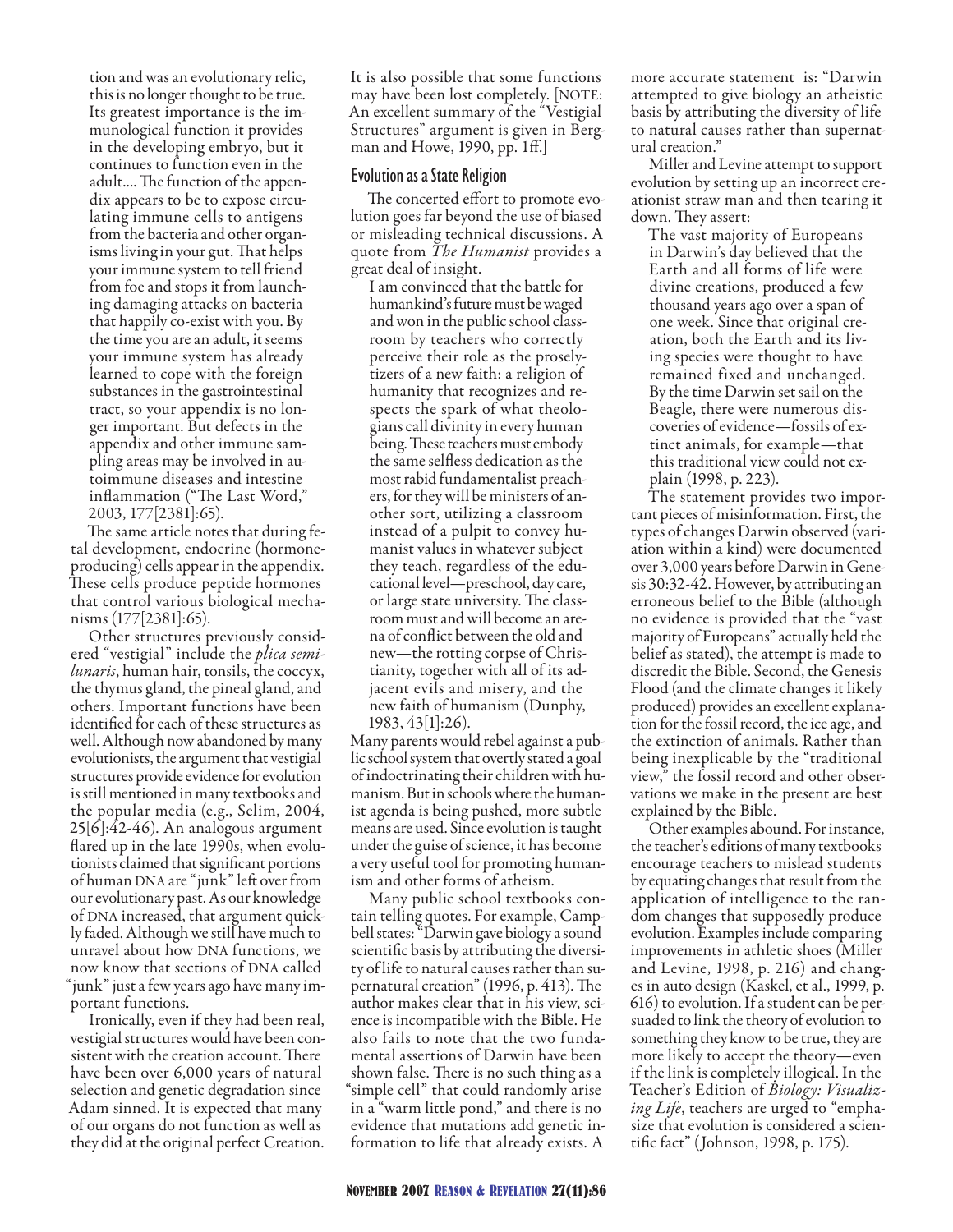tion and was an evolutionary relic, this is no longer thought to be true. Its greatest importance is the immunological function it provides in the developing embryo, but it continues to function even in the adult.... The function of the appendix appears to be to expose circulating immune cells to antigens from the bacteria and other organisms living in your gut. That helps your immune system to tell friend from foe and stops it from launching damaging attacks on bacteria that happily co-exist with you. By the time you are an adult, it seems your immune system has already learned to cope with the foreign substances in the gastrointestinal tract, so your appendix is no longer important. But defects in the appendix and other immune sampling areas may be involved in autoimmune diseases and intestine inflammation ("The Last Word," 2003, 177[2381]:65).

The same article notes that during fetal development, endocrine (hormone-producing) cells appear in the appendix. These cells produce peptide hormones that control various biological mechanisms (177[2381]:65).

Other structures previously considered "vestigial" include the *plica semilunaris*, human hair, tonsils, the coccyx, the thymus gland, the pineal gland, and others. Important functions have been identified for each of these structures as well. Although now abandoned by many evolutionists, the argument that vestigial structures provide evidence for evolution is still mentioned in many textbooks and the popular media (e.g., Selim, 2004, 25[6]:42-46). An analogous argument flared up in the late 1990s, when evolutionists claimed that significant portions of human DNA are "junk" left over from our evolutionary past. As our knowledge of DNA increased, that argument quickly faded. Although we still have much to unravel about how DNA functions, we now know that sections of DNA called "junk" just a few years ago have many important functions.

Ironically, even if they had been real, vestigial structures would have been consistent with the creation account. There have been over 6,000 years of natural selection and genetic degradation since Adam sinned. It is expected that many of our organs do not function as well as they did at the original perfect Creation. It is also possible that some functions may have been lost completely. [NOTE: An excellent summary of the "Vestigial Structures" argument is given in Bergman and Howe, 1990, pp. 1ff.]

## Evolution as a State Religion

The concerted effort to promote evolution goes far beyond the use of biased or misleading technical discussions. A quote from *The Humanist* provides a great deal of insight.

> I am convinced that the battle for humankind's future must be waged and won in the public school classroom by teachers who correctly perceive their role as the proselytizers of a new faith: a religion of humanity that recognizes and respects the spark of what theologians call divinity in every human being. These teachers must embody the same selfless dedication as the most rabid fundamentalist preachers, for they will be ministers of another sort, utilizing a classroom instead of a pulpit to convey humanist values in whatever subject they teach, regardless of the educational level—preschool, day care, or large state university. The classroom must and will become an arena of conflict between the old and new—the rotting corpse of Christianity, together with all of its adjacent evils and misery, and the new faith of humanism (Dunphy, 1983, 43[1]:26).

Many parents would rebel against a public school system that overtly stated a goal of indoctrinating their children with humanism. But in schools where the humanist agenda is being pushed, more subtle means are used. Since evolution is taught under the guise of science, it has become a very useful tool for promoting humanism and other forms of atheism.

Many public school textbooks contain telling quotes. For example, Campbell states: "Darwin gave biology a sound scientific basis by attributing the diversity of life to natural causes rather than supernatural creation" (1996, p. 413). The author makes clear that in his view, science is incompatible with the Bible. He also fails to note that the two fundamental assertions of Darwin have been shown false. There is no such thing as a "simple cell" that could randomly arise in a "warm little pond," and there is no evidence that mutations add genetic information to life that already exists. A more accurate statement is: "Darwin attempted to give biology an atheistic basis by attributing the diversity of life to natural causes rather than supernatural creation."

Miller and Levine attempt to support evolution by setting up an incorrect creationist straw man and then tearing it down. They assert:

> The vast majority of Europeans in Darwin's day believed that the Earth and all forms of life were divine creations, produced a few thousand years ago over a span of one week. Since that original creation, both the Earth and its living species were thought to have remained fixed and unchanged. By the time Darwin set sail on the Beagle, there were numerous discoveries of evidence—fossils of extinct animals, for example—that this traditional view could not explain (1998, p. 223).

The statement provides two important pieces of misinformation. First, the types of changes Darwin observed (variation within a kind) were documented over 3,000 years before Darwin in Genesis 30:32-42. However, by attributing an erroneous belief to the Bible (although no evidence is provided that the "vast majority of Europeans" actually held the belief as stated), the attempt is made to discredit the Bible. Second, the Genesis Flood (and the climate changes it likely produced) provides an excellent explanation for the fossil record, the ice age, and the extinction of animals. Rather than being inexplicable by the "traditional view," the fossil record and other observations we make in the present are best explained by the Bible.

Other examples abound. For instance, the teacher's editions of many textbooks encourage teachers to mislead students by equating changes that result from the application of intelligence to the random changes that supposedly produce evolution. Examples include comparing improvements in athletic shoes (Miller and Levine, 1998, p. 216) and changes in auto design (Kaskel, et al., 1999, p. 616) to evolution. If a student can be persuaded to link the theory of evolution to something they know to be true, they are more likely to accept the theory—even if the link is completely illogical. In the Teacher's Edition of *Biology: Visualizing Life*, teachers are urged to "emphasize that evolution is considered a scientific fact" (Johnson, 1998, p. 175).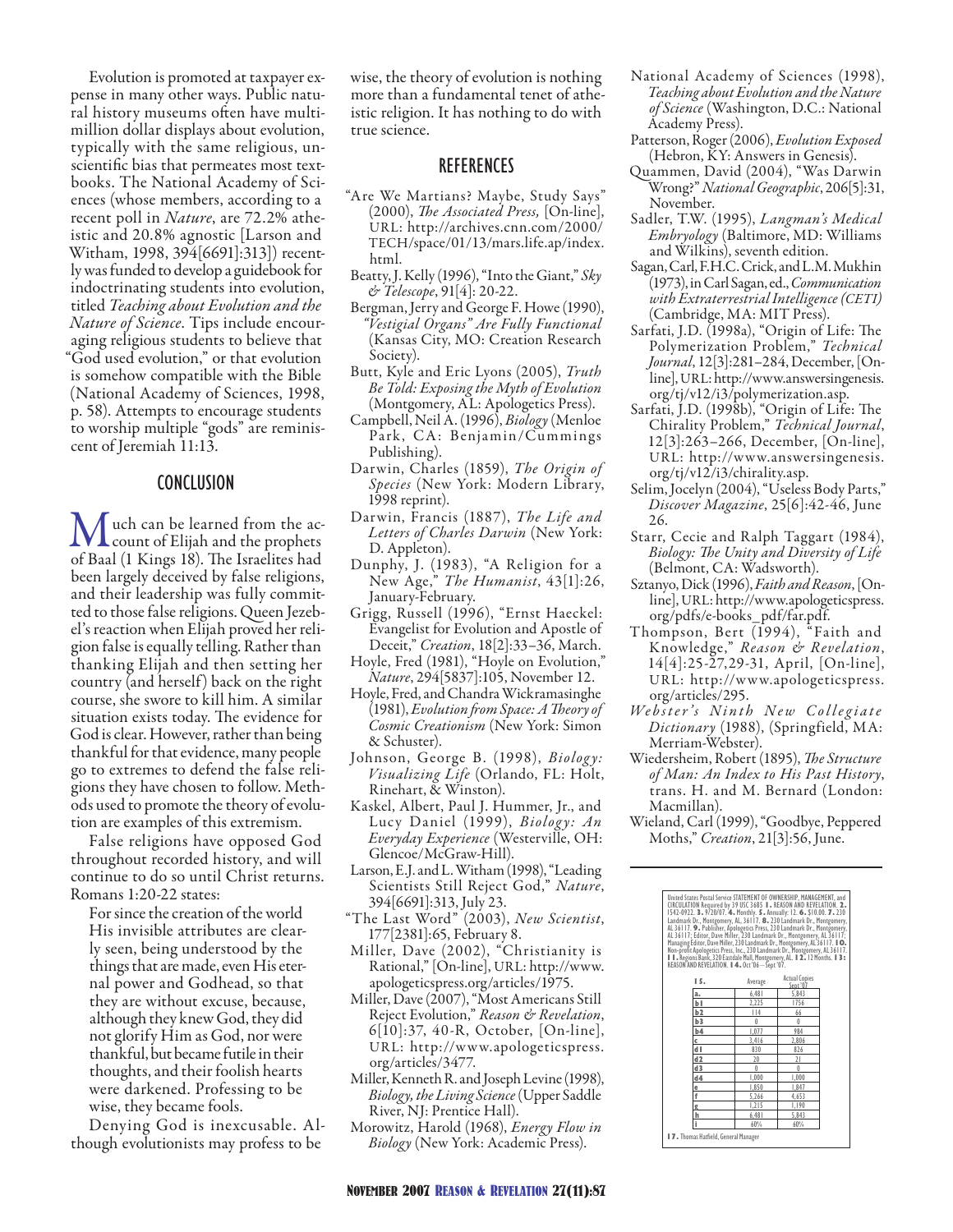Evolution is promoted at taxpayer expense in many other ways. Public natural history museums often have multimillion dollar displays about evolution, typically with the same religious, unscientific bias that permeates most textbooks. The National Academy of Sciences (whose members, according to a recent poll in *Nature*, are 72.2% atheistic and 20.8% agnostic [Larson and Witham, 1998, 394[6691]:313]) recently was funded to develop a guidebook for indoctrinating students into evolution, titled *Teaching about Evolution and the Nature of Science*. Tips include encouraging religious students to believe that "God used evolution," or that evolution is somehow compatible with the Bible (National Academy of Sciences, 1998, p. 58). Attempts to encourage students to worship multiple "gods" are reminiscent of Jeremiah 11:13.

## CONCLUSION

Much can be learned from the account of Elijah and the prophets of Baal (1 Kings 18). The Israelites had been largely deceived by false religions, and their leadership was fully committed to those false religions. Queen Jezebel's reaction when Elijah proved her religion false is equally telling. Rather than thanking Elijah and then setting her country (and herself) back on the right course, she swore to kill him. A similar situation exists today. The evidence for God is clear. However, rather than being thankful for that evidence, many people go to extremes to defend the false religions they have chosen to follow. Methods used to promote the theory of evolution are examples of this extremism.

False religions have opposed God throughout recorded history, and will continue to do so until Christ returns. Romans 1:20-22 states:

> For since the creation of the world His invisible attributes are clearly seen, being understood by the things that are made, even His eternal power and Godhead, so that they are without excuse, because, although they knew God, they did not glorify Him as God, nor were thankful, but became futile in their thoughts, and their foolish hearts were darkened. Professing to be wise, they became fools.

Denying God is inexcusable. Although evolutionists may profess to be wise, the theory of evolution is nothing more than a fundamental tenet of atheistic religion. It has nothing to do with true science.

## REFERENCES

"Are We Martians? Maybe, Study Says" (2000), *The Associated Press,* [On-line], URL: http://archives.cnn.com/2000/TECH/space/01/13/mars.life.ap/index.html.

Beatty, J. Kelly (1996), "Into the Giant," *Sky & Telescope*, 91[4]: 20-22.

Bergman, Jerry and George F. Howe (1990), *"Vestigial Organs" Are Fully Functional* (Kansas City, MO: Creation Research Society).

Butt, Kyle and Eric Lyons (2005), *Truth Be Told: Exposing the Myth of Evolution* (Montgomery, AL: Apologetics Press).

Campbell, Neil A. (1996), *Biology* (Menloe Park, CA: Benjamin/Cummings Publishing).

Darwin, Charles (1859), *The Origin of Species* (New York: Modern Library, 1998 reprint).

Darwin, Francis (1887), *The Life and Letters of Charles Darwin* (New York: D. Appleton).

Dunphy, J. (1983), "A Religion for a New Age," *The Humanist*, 43[1]:26, January-February.

Grigg, Russell (1996), "Ernst Haeckel: Evangelist for Evolution and Apostle of Deceit," *Creation*, 18[2]:33–36, March.

Hoyle, Fred (1981), "Hoyle on Evolution," *Nature*, 294[5837]:105, November 12.

Hoyle, Fred, and Chandra Wickramasinghe (1981), *Evolution from Space: A Theory of Cosmic Creationism* (New York: Simon & Schuster).

Johnson, George B. (1998), *Biology: Visualizing Life* (Orlando, FL: Holt, Rinehart, & Winston).

Kaskel, Albert, Paul J. Hummer, Jr., and Lucy Daniel (1999), *Biology: An Everyday Experience* (Westerville, OH: Glencoe/McGraw-Hill).

Larson, E.J. and L. Witham (1998), "Leading Scientists Still Reject God," *Nature*, 394[6691]:313, July 23.

"The Last Word" (2003), *New Scientist*, 177[2381]:65, February 8.

Miller, Dave (2002), "Christianity is Rational," [On-line], URL: http://www.apologeticspress.org/articles/1975.

Miller, Dave (2007), "Most Americans Still Reject Evolution," *Reason & Revelation*, 6[10]:37, 40-R, October, [On-line], URL: http://www.apologeticspress.org/articles/3477.

Miller, Kenneth R. and Joseph Levine (1998), *Biology, the Living Science* (Upper Saddle River, NJ: Prentice Hall).

Morowitz, Harold (1968), *Energy Flow in Biology* (New York: Academic Press).

National Academy of Sciences (1998), *Teaching about Evolution and the Nature of Science* (Washington, D.C.: National Academy Press).

Patterson, Roger (2006), *Evolution Exposed* (Hebron, KY: Answers in Genesis).

Quammen, David (2004), "Was Darwin Wrong?" *National Geographic*, 206[5]:31, November.

Sadler, T.W. (1995), *Langman's Medical Embryology* (Baltimore, MD: Williams and Wilkins), seventh edition.

Sagan, Carl, F.H.C. Crick, and L.M. Mukhin (1973), in Carl Sagan, ed., *Communication with Extraterrestrial Intelligence (CETI)* (Cambridge, MA: MIT Press).

Sarfati, J.D. (1998a), "Origin of Life: The Polymerization Problem," *Technical Journal*, 12[3]:281–284, December, [On-line], URL: http://www.answersingenesis.org/tj/v12/i3/polymerization.asp.

Sarfati, J.D. (1998b), "Origin of Life: The Chirality Problem," *Technical Journal*, 12[3]:263–266, December, [On-line], URL: http://www.answersingenesis.org/tj/v12/i3/chirality.asp.

Selim, Jocelyn (2004), "Useless Body Parts," *Discover Magazine*, 25[6]:42-46, June 26.

Starr, Cecie and Ralph Taggart (1984), *Biology: The Unity and Diversity of Life* (Belmont, CA: Wadsworth).

Sztanyo, Dick (1996), *Faith and Reason*, [On-line], URL: http://www.apologeticspress.org/pdfs/e-books_pdf/far.pdf.

Thompson, Bert (1994), "Faith and Knowledge," *Reason & Revelation*, 14[4]:25-27,29-31, April, [On-line], URL: http://www.apologeticspress.org/articles/295.

*Webster's Ninth New Collegiate Dictionary* (1988), (Springfield, MA: Merriam-Webster).

Wiedersheim, Robert (1895), *The Structure of Man: An Index to His Past History*, trans. H. and M. Bernard (London: Macmillan).

Wieland, Carl (1999), "Goodbye, Peppered Moths," *Creation*, 21[3]:56, June.

---

United States Postal Service STATEMENT OF OWNERSHIP, MANAGEMENT, and CIRCULATION Required by 39 USC 3685 **1.** REASON AND REVELATION. **2.** 1542-0922. **3.** 9/20/07. **4.** Monthly. **5.** Annually: 12. **6.** $10.00. **7.** 230 Landmark Dr., Montgomery, AL 36117. **8.** 230 Landmark Dr., Montgomery, AL 36117. **9.** Publisher, Apologetics Press, 230 Landmark Dr., Montgomery, AL 36117; Editor, Dave Miller, 230 Landmark Dr., Montgomery, AL 36117; Managing Editor, Dave Miller, 230 Landmark Dr., Montgomery, AL 36117. **10.** Non-profit Apologetics Press, Inc., 230 Landmark Dr., Montgomery, AL 36117. **11.** Regions Bank, 320 Eastdale Mall, Montgomery, AL. **12.** 12 Months. **13:** REASON AND REVELATION. **14.** Oct '06 – Sept '07.

| 15. | Average | Actual Copies Sept '07 |
|---|---|---|
| a. | 6,481 | 5,843 |
| b1 | 2,225 | 1756 |
| b2 | 114 | 66 |
| b3 | 0 | 0 |
| b4 | 1,077 | 984 |
| c | 3,416 | 2,806 |
| d1 | 830 | 826 |
| d2 | 20 | 21 |
| d3 | 0 | 0 |
| d4 | 1,000 | 1,000 |
| e | 1,850 | 1,847 |
| f | 5,266 | 4,653 |
| g | 1,215 | 1,190 |
| h | 6,481 | 5,843 |
| i | 60% | 60% |

**17.** Thomas Hatfield, General Manager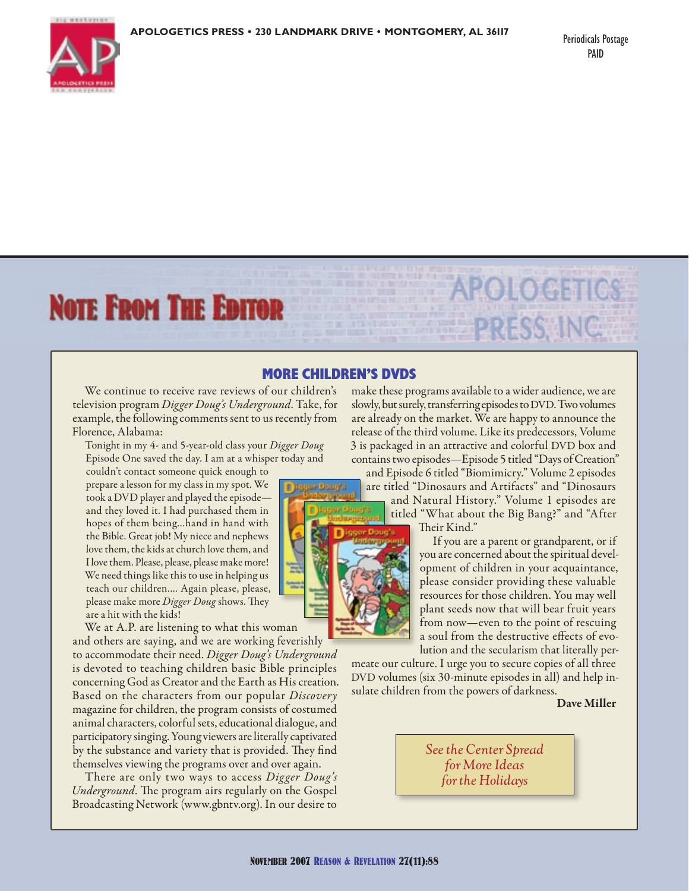APOLOGETICS PRESS • 230 LANDMARK DRIVE • MONTGOMERY, AL 36117

Periodicals Postage
PAID

# Note From The Editor

## MORE CHILDREN'S DVDS

We continue to receive rave reviews of our children's television program *Digger Doug's Underground*. Take, for example, the following comments sent to us recently from Florence, Alabama:

> Tonight in my 4- and 5-year-old class your *Digger Doug* Episode One saved the day. I am at a whisper today and couldn't contact someone quick enough to prepare a lesson for my class in my spot. We took a DVD player and played the episode—and they loved it. I had purchased them in hopes of them being...hand in hand with the Bible. Great job! My niece and nephews love them, the kids at church love them, and I love them. Please, please, please make more! We need things like this to use in helping us teach our children.... Again please, please, please make more *Digger Doug* shows. They are a hit with the kids!

We at A.P. are listening to what this woman and others are saying, and we are working feverishly to accommodate their need. *Digger Doug's Underground* is devoted to teaching children basic Bible principles concerning God as Creator and the Earth as His creation. Based on the characters from our popular *Discovery* magazine for children, the program consists of costumed animal characters, colorful sets, educational dialogue, and participatory singing. Young viewers are literally captivated by the substance and variety that is provided. They find themselves viewing the programs over and over again.

There are only two ways to access *Digger Doug's Underground*. The program airs regularly on the Gospel Broadcasting Network (www.gbntv.org). In our desire to make these programs available to a wider audience, we are slowly, but surely, transferring episodes to DVD. Two volumes are already on the market. We are happy to announce the release of the third volume. Like its predecessors, Volume 3 is packaged in an attractive and colorful DVD box and contains two episodes—Episode 5 titled "Days of Creation" and Episode 6 titled "Biomimicry." Volume 2 episodes are titled "Dinosaurs and Artifacts" and "Dinosaurs and Natural History." Volume 1 episodes are titled "What about the Big Bang?" and "After Their Kind."

If you are a parent or grandparent, or if you are concerned about the spiritual development of children in your acquaintance, please consider providing these valuable resources for those children. You may well plant seeds now that will bear fruit years from now—even to the point of rescuing a soul from the destructive effects of evolution and the secularism that literally permeate our culture. I urge you to secure copies of all three DVD volumes (six 30-minute episodes in all) and help insulate children from the powers of darkness.

**Dave Miller**

*See the Center Spread for More Ideas for the Holidays*